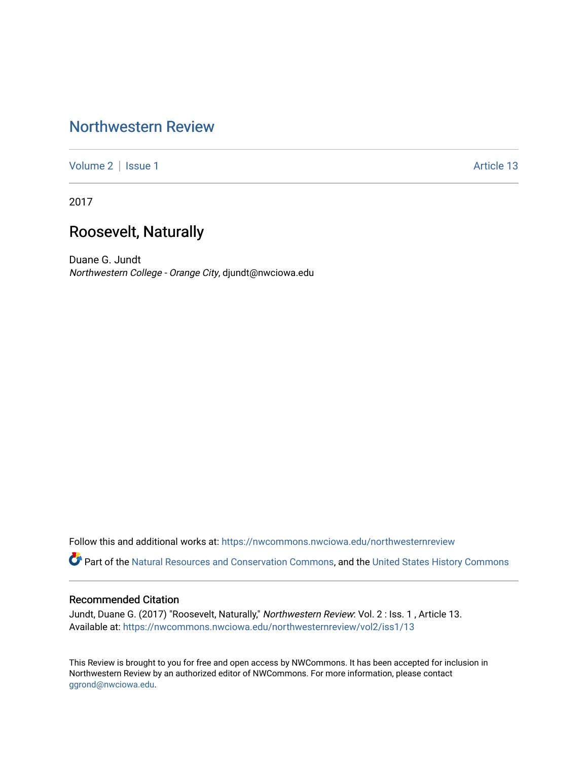# Northwestern Review

Volume 2 | Issue 1 | Article 13

2017

## Roosevelt, Naturally

Duane G. Jundt
*Northwestern College - Orange City*, djundt@nwciowa.edu

Follow this and additional works at: https://nwcommons.nwciowa.edu/northwesternreview

Part of the Natural Resources and Conservation Commons, and the United States History Commons

### Recommended Citation

Jundt, Duane G. (2017) "Roosevelt, Naturally," *Northwestern Review*: Vol. 2 : Iss. 1 , Article 13.
Available at: https://nwcommons.nwciowa.edu/northwesternreview/vol2/iss1/13

This Review is brought to you for free and open access by NWCommons. It has been accepted for inclusion in Northwestern Review by an authorized editor of NWCommons. For more information, please contact ggrond@nwciowa.edu.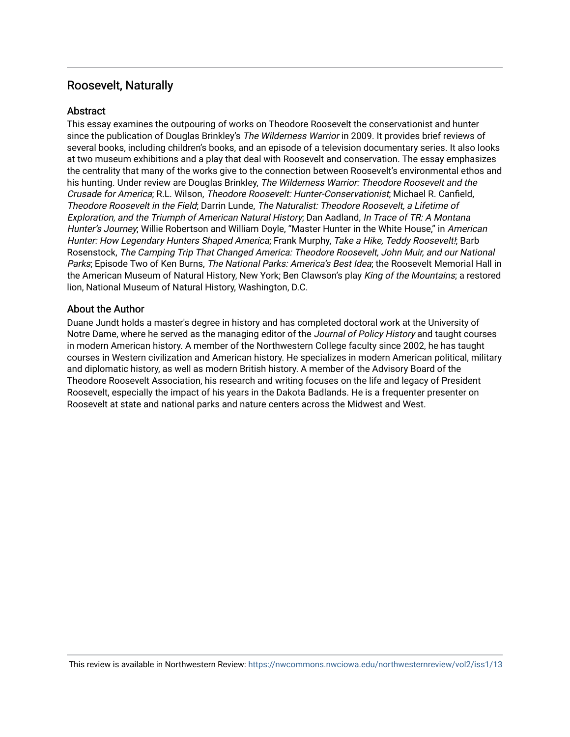# Roosevelt, Naturally

## Abstract

This essay examines the outpouring of works on Theodore Roosevelt the conservationist and hunter since the publication of Douglas Brinkley's *The Wilderness Warrior* in 2009. It provides brief reviews of several books, including children's books, and an episode of a television documentary series. It also looks at two museum exhibitions and a play that deal with Roosevelt and conservation. The essay emphasizes the centrality that many of the works give to the connection between Roosevelt's environmental ethos and his hunting. Under review are Douglas Brinkley, *The Wilderness Warrior: Theodore Roosevelt and the Crusade for America*; R.L. Wilson, *Theodore Roosevelt: Hunter-Conservationist*; Michael R. Canfield, *Theodore Roosevelt in the Field*; Darrin Lunde, *The Naturalist: Theodore Roosevelt, a Lifetime of Exploration, and the Triumph of American Natural History*; Dan Aadland, *In Trace of TR: A Montana Hunter's Journey*; Willie Robertson and William Doyle, "Master Hunter in the White House," in *American Hunter: How Legendary Hunters Shaped America*; Frank Murphy, *Take a Hike, Teddy Roosevelt!*; Barb Rosenstock, *The Camping Trip That Changed America: Theodore Roosevelt, John Muir, and our National Parks*; Episode Two of Ken Burns, *The National Parks: America's Best Idea*; the Roosevelt Memorial Hall in the American Museum of Natural History, New York; Ben Clawson's play *King of the Mountains*; a restored lion, National Museum of Natural History, Washington, D.C.

## About the Author

Duane Jundt holds a master's degree in history and has completed doctoral work at the University of Notre Dame, where he served as the managing editor of the *Journal of Policy History* and taught courses in modern American history. A member of the Northwestern College faculty since 2002, he has taught courses in Western civilization and American history. He specializes in modern American political, military and diplomatic history, as well as modern British history. A member of the Advisory Board of the Theodore Roosevelt Association, his research and writing focuses on the life and legacy of President Roosevelt, especially the impact of his years in the Dakota Badlands. He is a frequenter presenter on Roosevelt at state and national parks and nature centers across the Midwest and West.

This review is available in Northwestern Review: https://nwcommons.nwciowa.edu/northwesternreview/vol2/iss1/13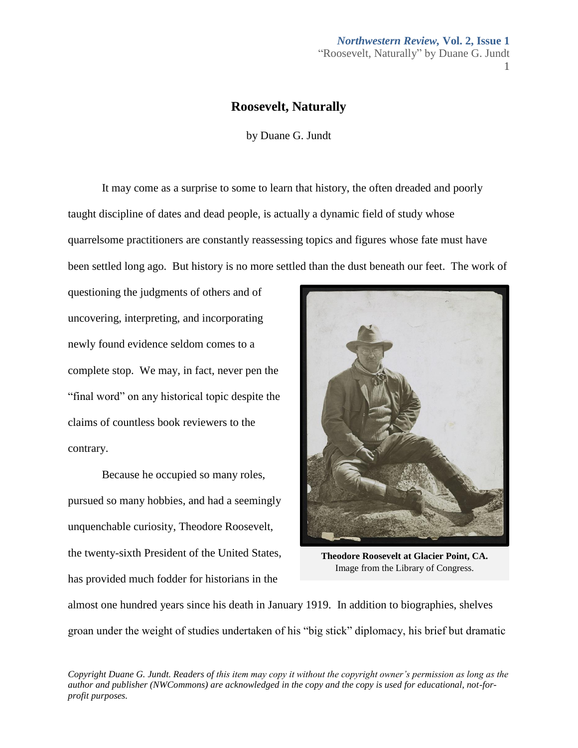# Roosevelt, Naturally

by Duane G. Jundt

It may come as a surprise to some to learn that history, the often dreaded and poorly taught discipline of dates and dead people, is actually a dynamic field of study whose quarrelsome practitioners are constantly reassessing topics and figures whose fate must have been settled long ago. But history is no more settled than the dust beneath our feet. The work of questioning the judgments of others and of uncovering, interpreting, and incorporating newly found evidence seldom comes to a complete stop. We may, in fact, never pen the "final word" on any historical topic despite the claims of countless book reviewers to the contrary.

**Theodore Roosevelt at Glacier Point, CA.**
Image from the Library of Congress.

Because he occupied so many roles, pursued so many hobbies, and had a seemingly unquenchable curiosity, Theodore Roosevelt, the twenty-sixth President of the United States, has provided much fodder for historians in the almost one hundred years since his death in January 1919. In addition to biographies, shelves groan under the weight of studies undertaken of his "big stick" diplomacy, his brief but dramatic

*Copyright Duane G. Jundt. Readers of this item may copy it without the copyright owner's permission as long as the author and publisher (NWCommons) are acknowledged in the copy and the copy is used for educational, not-for-profit purposes.*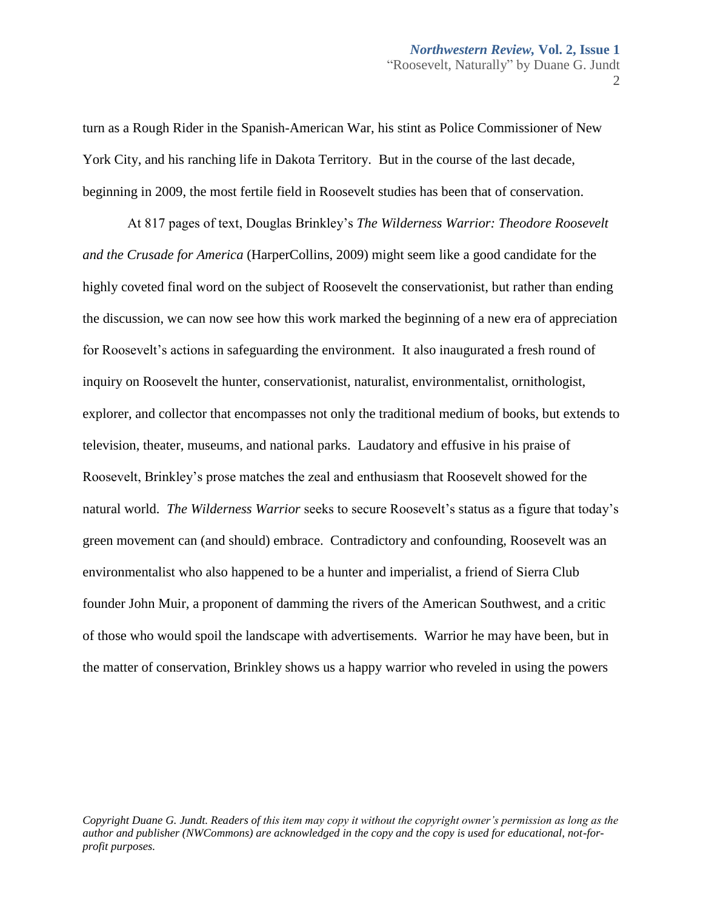turn as a Rough Rider in the Spanish-American War, his stint as Police Commissioner of New York City, and his ranching life in Dakota Territory. But in the course of the last decade, beginning in 2009, the most fertile field in Roosevelt studies has been that of conservation.

At 817 pages of text, Douglas Brinkley's *The Wilderness Warrior: Theodore Roosevelt and the Crusade for America* (HarperCollins, 2009) might seem like a good candidate for the highly coveted final word on the subject of Roosevelt the conservationist, but rather than ending the discussion, we can now see how this work marked the beginning of a new era of appreciation for Roosevelt's actions in safeguarding the environment. It also inaugurated a fresh round of inquiry on Roosevelt the hunter, conservationist, naturalist, environmentalist, ornithologist, explorer, and collector that encompasses not only the traditional medium of books, but extends to television, theater, museums, and national parks. Laudatory and effusive in his praise of Roosevelt, Brinkley's prose matches the zeal and enthusiasm that Roosevelt showed for the natural world. *The Wilderness Warrior* seeks to secure Roosevelt's status as a figure that today's green movement can (and should) embrace. Contradictory and confounding, Roosevelt was an environmentalist who also happened to be a hunter and imperialist, a friend of Sierra Club founder John Muir, a proponent of damming the rivers of the American Southwest, and a critic of those who would spoil the landscape with advertisements. Warrior he may have been, but in the matter of conservation, Brinkley shows us a happy warrior who reveled in using the powers

*Copyright Duane G. Jundt. Readers of this item may copy it without the copyright owner's permission as long as the author and publisher (NWCommons) are acknowledged in the copy and the copy is used for educational, not-for-profit purposes.*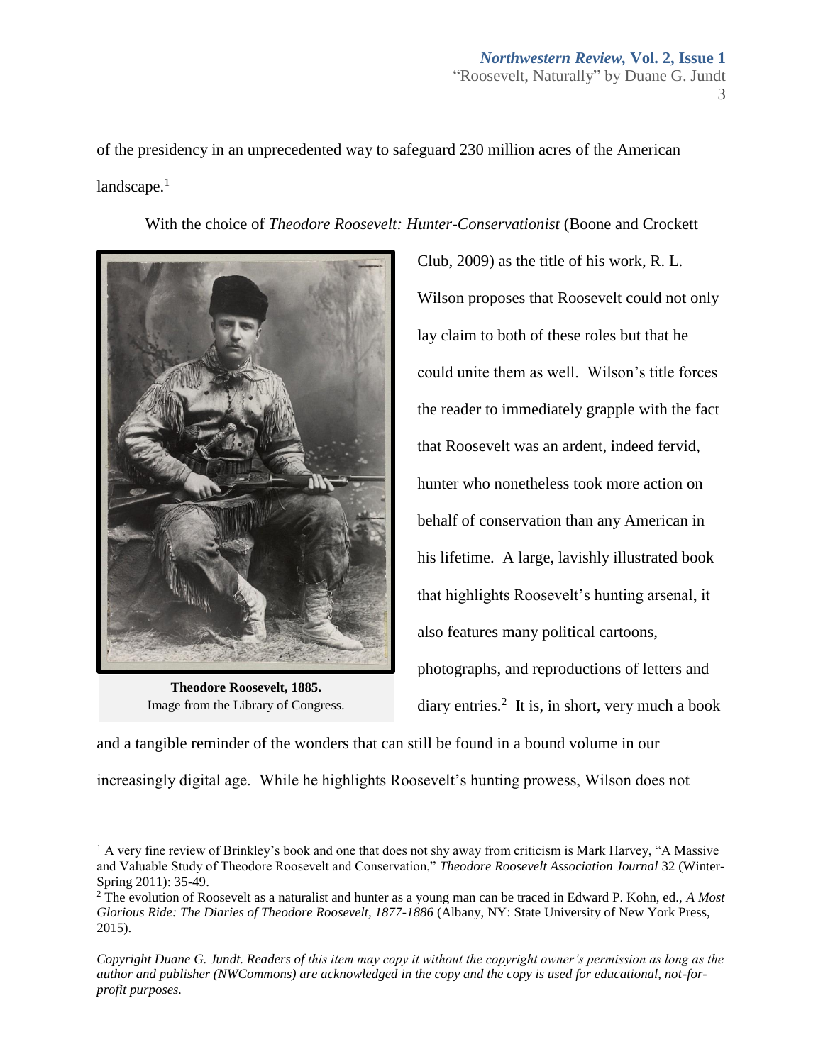of the presidency in an unprecedented way to safeguard 230 million acres of the American landscape.[1]

With the choice of *Theodore Roosevelt: Hunter-Conservationist* (Boone and Crockett Club, 2009) as the title of his work, R. L. Wilson proposes that Roosevelt could not only lay claim to both of these roles but that he could unite them as well. Wilson's title forces the reader to immediately grapple with the fact that Roosevelt was an ardent, indeed fervid, hunter who nonetheless took more action on behalf of conservation than any American in his lifetime. A large, lavishly illustrated book that highlights Roosevelt's hunting arsenal, it also features many political cartoons, photographs, and reproductions of letters and diary entries.[2] It is, in short, very much a book and a tangible reminder of the wonders that can still be found in a bound volume in our increasingly digital age. While he highlights Roosevelt's hunting prowess, Wilson does not

**Theodore Roosevelt, 1885.**
Image from the Library of Congress.

---

[1] A very fine review of Brinkley's book and one that does not shy away from criticism is Mark Harvey, "A Massive and Valuable Study of Theodore Roosevelt and Conservation," *Theodore Roosevelt Association Journal* 32 (Winter-Spring 2011): 35-49.

[2] The evolution of Roosevelt as a naturalist and hunter as a young man can be traced in Edward P. Kohn, ed., *A Most Glorious Ride: The Diaries of Theodore Roosevelt, 1877-1886* (Albany, NY: State University of New York Press, 2015).

*Copyright Duane G. Jundt. Readers of this item may copy it without the copyright owner's permission as long as the author and publisher (NWCommons) are acknowledged in the copy and the copy is used for educational, not-for-profit purposes.*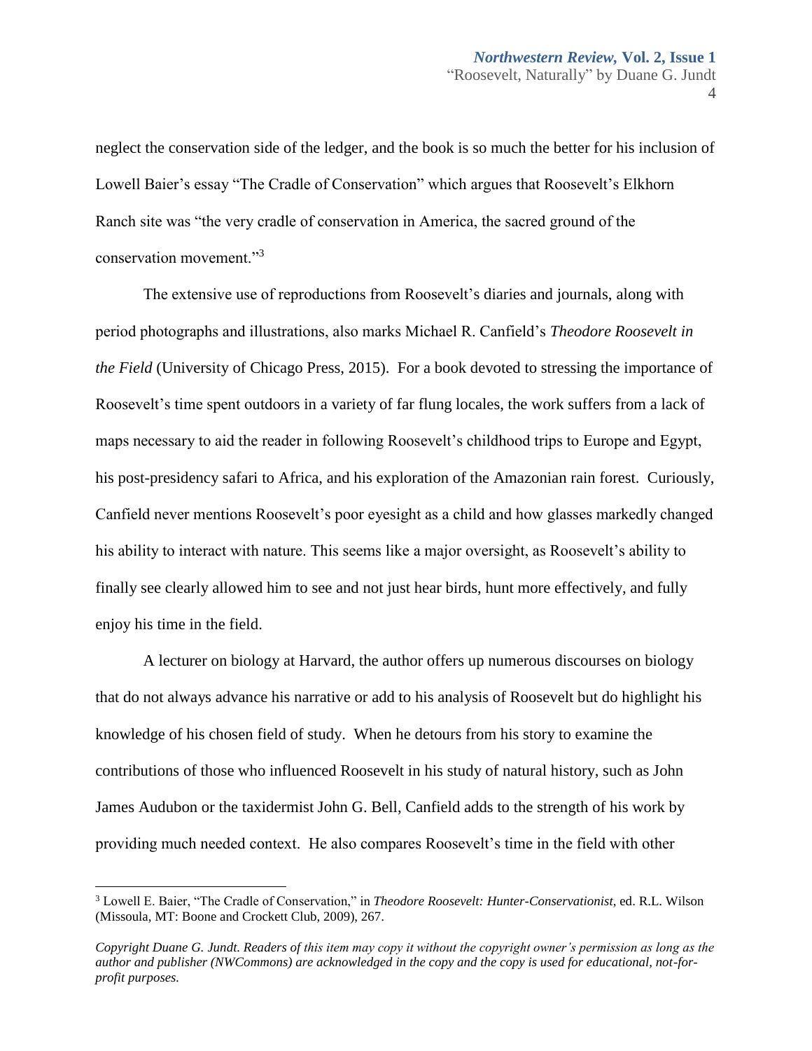neglect the conservation side of the ledger, and the book is so much the better for his inclusion of Lowell Baier's essay "The Cradle of Conservation" which argues that Roosevelt's Elkhorn Ranch site was "the very cradle of conservation in America, the sacred ground of the conservation movement."[3]

The extensive use of reproductions from Roosevelt's diaries and journals, along with period photographs and illustrations, also marks Michael R. Canfield's *Theodore Roosevelt in the Field* (University of Chicago Press, 2015). For a book devoted to stressing the importance of Roosevelt's time spent outdoors in a variety of far flung locales, the work suffers from a lack of maps necessary to aid the reader in following Roosevelt's childhood trips to Europe and Egypt, his post-presidency safari to Africa, and his exploration of the Amazonian rain forest. Curiously, Canfield never mentions Roosevelt's poor eyesight as a child and how glasses markedly changed his ability to interact with nature. This seems like a major oversight, as Roosevelt's ability to finally see clearly allowed him to see and not just hear birds, hunt more effectively, and fully enjoy his time in the field.

A lecturer on biology at Harvard, the author offers up numerous discourses on biology that do not always advance his narrative or add to his analysis of Roosevelt but do highlight his knowledge of his chosen field of study. When he detours from his story to examine the contributions of those who influenced Roosevelt in his study of natural history, such as John James Audubon or the taxidermist John G. Bell, Canfield adds to the strength of his work by providing much needed context. He also compares Roosevelt's time in the field with other

---

[3] Lowell E. Baier, "The Cradle of Conservation," in *Theodore Roosevelt: Hunter-Conservationist*, ed. R.L. Wilson (Missoula, MT: Boone and Crockett Club, 2009), 267.

*Copyright Duane G. Jundt. Readers of this item may copy it without the copyright owner's permission as long as the author and publisher (NWCommons) are acknowledged in the copy and the copy is used for educational, not-for-profit purposes.*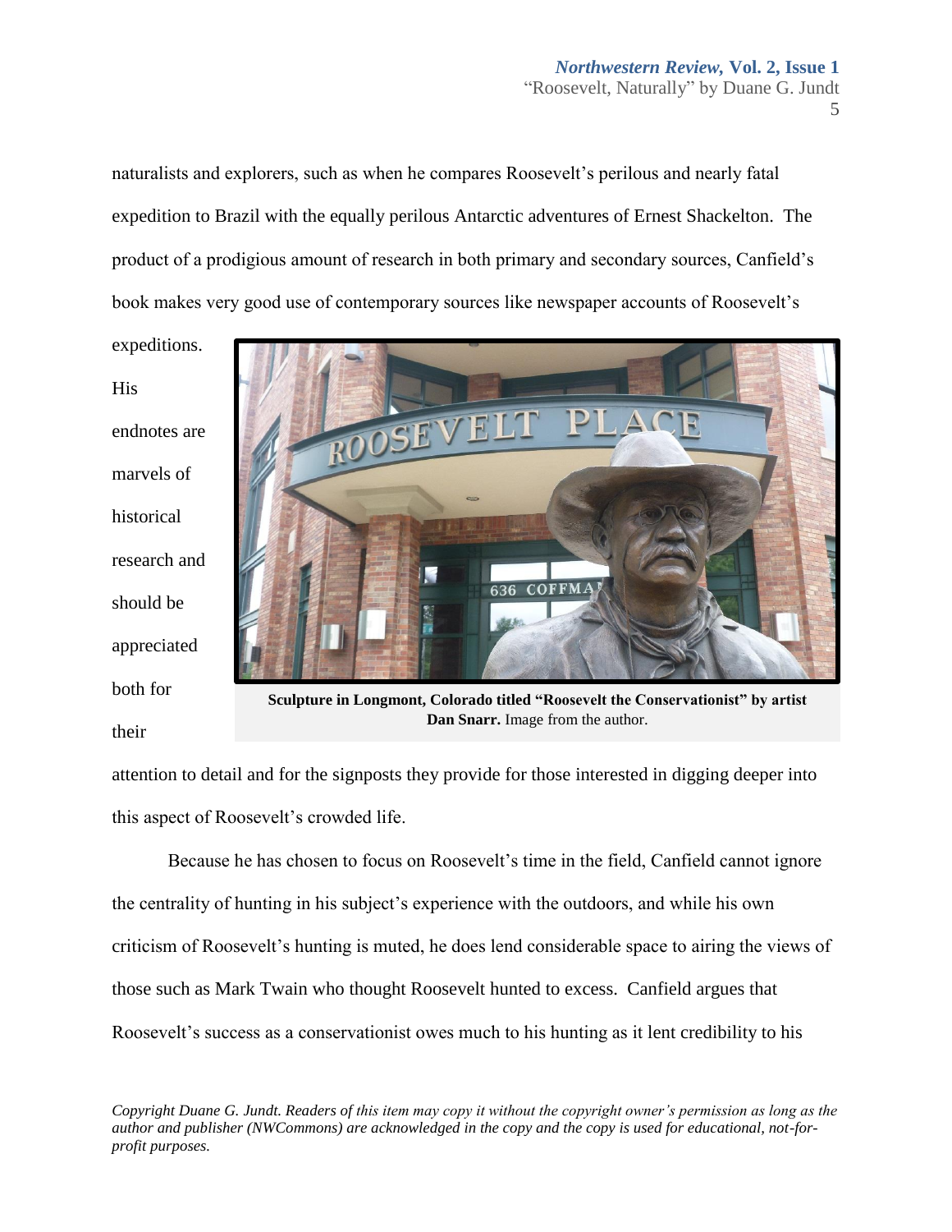naturalists and explorers, such as when he compares Roosevelt's perilous and nearly fatal expedition to Brazil with the equally perilous Antarctic adventures of Ernest Shackelton. The product of a prodigious amount of research in both primary and secondary sources, Canfield's book makes very good use of contemporary sources like newspaper accounts of Roosevelt's expeditions. His endnotes are marvels of historical research and should be appreciated both for their attention to detail and for the signposts they provide for those interested in digging deeper into this aspect of Roosevelt's crowded life.

**Sculpture in Longmont, Colorado titled "Roosevelt the Conservationist" by artist Dan Snarr.** Image from the author.

Because he has chosen to focus on Roosevelt's time in the field, Canfield cannot ignore the centrality of hunting in his subject's experience with the outdoors, and while his own criticism of Roosevelt's hunting is muted, he does lend considerable space to airing the views of those such as Mark Twain who thought Roosevelt hunted to excess. Canfield argues that Roosevelt's success as a conservationist owes much to his hunting as it lent credibility to his

*Copyright Duane G. Jundt. Readers of this item may copy it without the copyright owner's permission as long as the author and publisher (NWCommons) are acknowledged in the copy and the copy is used for educational, not-for-profit purposes.*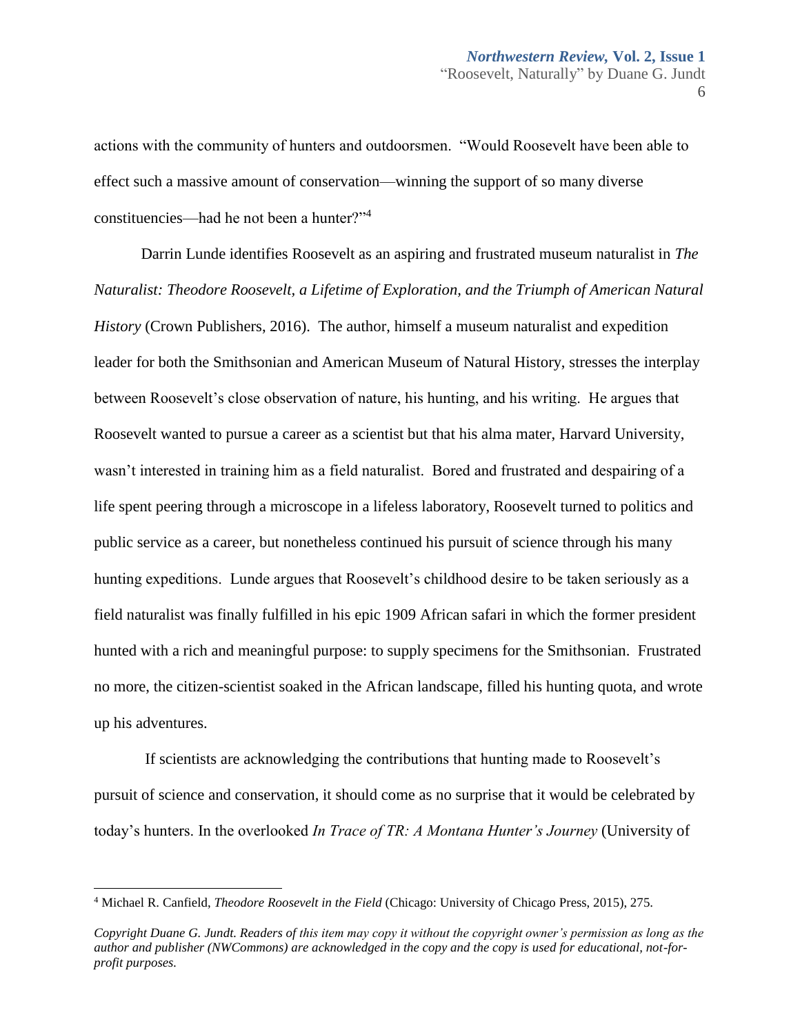actions with the community of hunters and outdoorsmen. "Would Roosevelt have been able to effect such a massive amount of conservation—winning the support of so many diverse constituencies—had he not been a hunter?"[4]

Darrin Lunde identifies Roosevelt as an aspiring and frustrated museum naturalist in *The Naturalist: Theodore Roosevelt, a Lifetime of Exploration, and the Triumph of American Natural History* (Crown Publishers, 2016). The author, himself a museum naturalist and expedition leader for both the Smithsonian and American Museum of Natural History, stresses the interplay between Roosevelt's close observation of nature, his hunting, and his writing. He argues that Roosevelt wanted to pursue a career as a scientist but that his alma mater, Harvard University, wasn't interested in training him as a field naturalist. Bored and frustrated and despairing of a life spent peering through a microscope in a lifeless laboratory, Roosevelt turned to politics and public service as a career, but nonetheless continued his pursuit of science through his many hunting expeditions. Lunde argues that Roosevelt's childhood desire to be taken seriously as a field naturalist was finally fulfilled in his epic 1909 African safari in which the former president hunted with a rich and meaningful purpose: to supply specimens for the Smithsonian. Frustrated no more, the citizen-scientist soaked in the African landscape, filled his hunting quota, and wrote up his adventures.

If scientists are acknowledging the contributions that hunting made to Roosevelt's pursuit of science and conservation, it should come as no surprise that it would be celebrated by today's hunters. In the overlooked *In Trace of TR: A Montana Hunter's Journey* (University of

---

[4] Michael R. Canfield, *Theodore Roosevelt in the Field* (Chicago: University of Chicago Press, 2015), 275.

*Copyright Duane G. Jundt. Readers of this item may copy it without the copyright owner's permission as long as the author and publisher (NWCommons) are acknowledged in the copy and the copy is used for educational, not-for-profit purposes.*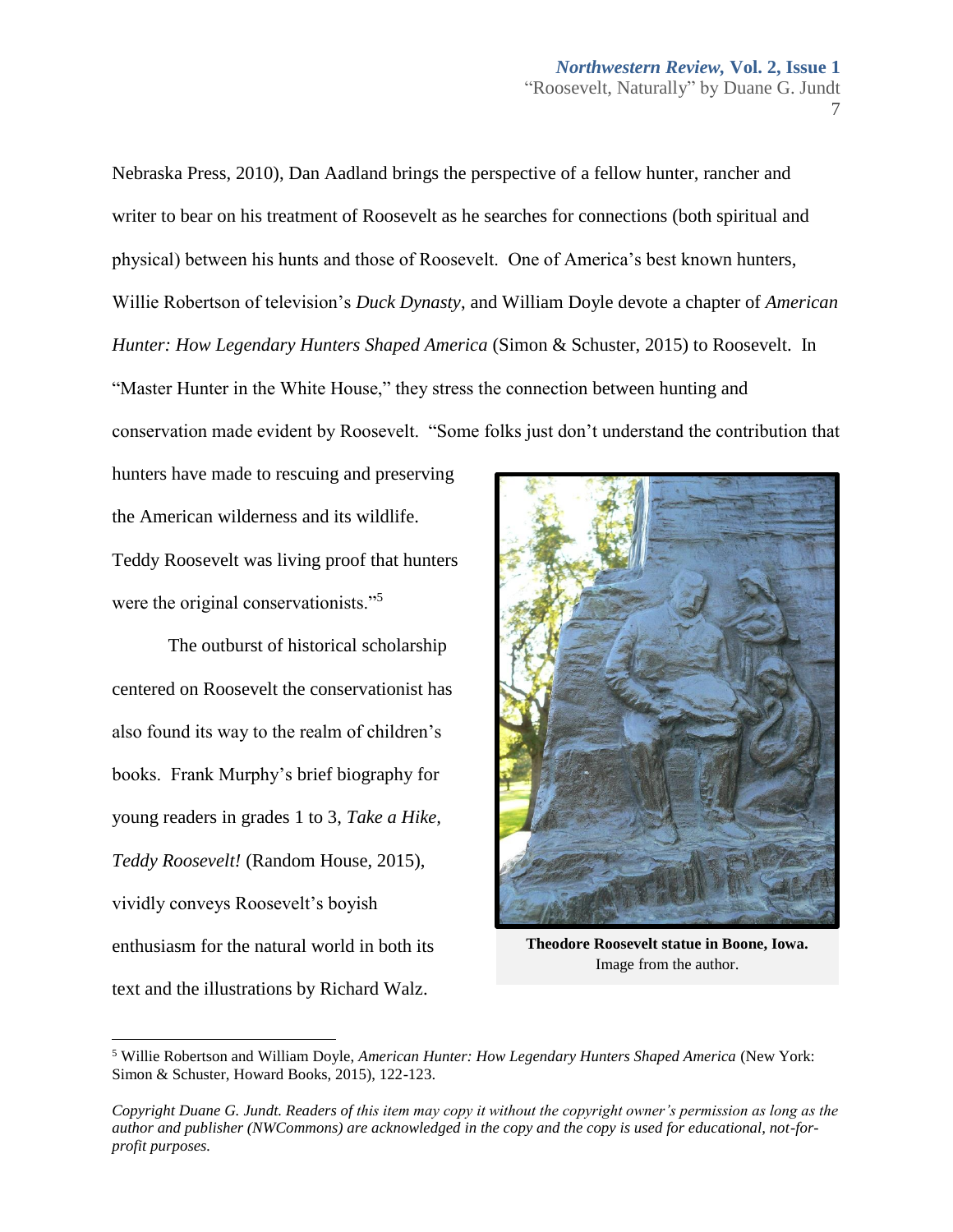Nebraska Press, 2010), Dan Aadland brings the perspective of a fellow hunter, rancher and writer to bear on his treatment of Roosevelt as he searches for connections (both spiritual and physical) between his hunts and those of Roosevelt. One of America's best known hunters, Willie Robertson of television's *Duck Dynasty*, and William Doyle devote a chapter of *American Hunter: How Legendary Hunters Shaped America* (Simon & Schuster, 2015) to Roosevelt. In "Master Hunter in the White House," they stress the connection between hunting and conservation made evident by Roosevelt. "Some folks just don't understand the contribution that hunters have made to rescuing and preserving the American wilderness and its wildlife. Teddy Roosevelt was living proof that hunters were the original conservationists."[5]

The outburst of historical scholarship centered on Roosevelt the conservationist has also found its way to the realm of children's books. Frank Murphy's brief biography for young readers in grades 1 to 3, *Take a Hike, Teddy Roosevelt!* (Random House, 2015), vividly conveys Roosevelt's boyish enthusiasm for the natural world in both its text and the illustrations by Richard Walz.

**Theodore Roosevelt statue in Boone, Iowa.**
Image from the author.

[5] Willie Robertson and William Doyle, *American Hunter: How Legendary Hunters Shaped America* (New York: Simon & Schuster, Howard Books, 2015), 122-123.

*Copyright Duane G. Jundt. Readers of this item may copy it without the copyright owner's permission as long as the author and publisher (NWCommons) are acknowledged in the copy and the copy is used for educational, not-for-profit purposes.*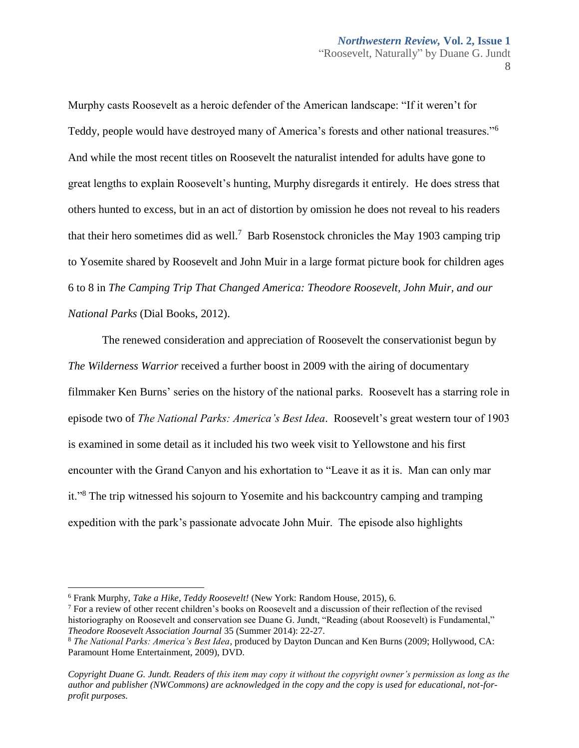Murphy casts Roosevelt as a heroic defender of the American landscape: "If it weren't for Teddy, people would have destroyed many of America's forests and other national treasures."[6] And while the most recent titles on Roosevelt the naturalist intended for adults have gone to great lengths to explain Roosevelt's hunting, Murphy disregards it entirely. He does stress that others hunted to excess, but in an act of distortion by omission he does not reveal to his readers that their hero sometimes did as well.[7] Barb Rosenstock chronicles the May 1903 camping trip to Yosemite shared by Roosevelt and John Muir in a large format picture book for children ages 6 to 8 in *The Camping Trip That Changed America: Theodore Roosevelt, John Muir, and our National Parks* (Dial Books, 2012).

The renewed consideration and appreciation of Roosevelt the conservationist begun by *The Wilderness Warrior* received a further boost in 2009 with the airing of documentary filmmaker Ken Burns' series on the history of the national parks. Roosevelt has a starring role in episode two of *The National Parks: America's Best Idea*. Roosevelt's great western tour of 1903 is examined in some detail as it included his two week visit to Yellowstone and his first encounter with the Grand Canyon and his exhortation to "Leave it as it is. Man can only mar it."[8] The trip witnessed his sojourn to Yosemite and his backcountry camping and tramping expedition with the park's passionate advocate John Muir. The episode also highlights

---

[6] Frank Murphy, *Take a Hike, Teddy Roosevelt!* (New York: Random House, 2015), 6.

[7] For a review of other recent children's books on Roosevelt and a discussion of their reflection of the revised historiography on Roosevelt and conservation see Duane G. Jundt, "Reading (about Roosevelt) is Fundamental," *Theodore Roosevelt Association Journal* 35 (Summer 2014): 22-27.

[8] *The National Parks: America's Best Idea*, produced by Dayton Duncan and Ken Burns (2009; Hollywood, CA: Paramount Home Entertainment, 2009), DVD.

*Copyright Duane G. Jundt. Readers of this item may copy it without the copyright owner's permission as long as the author and publisher (NWCommons) are acknowledged in the copy and the copy is used for educational, not-for-profit purposes.*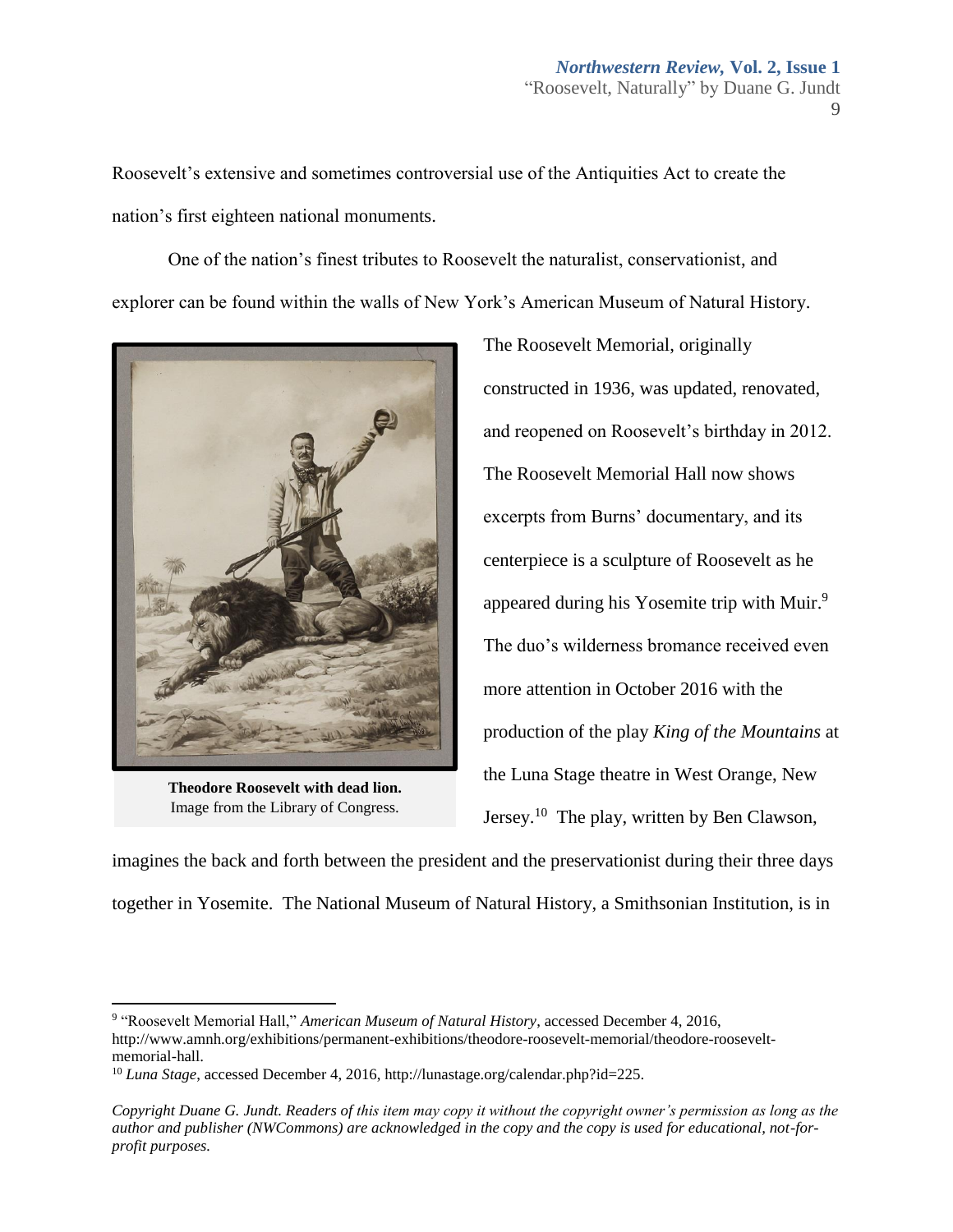Roosevelt's extensive and sometimes controversial use of the Antiquities Act to create the nation's first eighteen national monuments.

One of the nation's finest tributes to Roosevelt the naturalist, conservationist, and explorer can be found within the walls of New York's American Museum of Natural History. The Roosevelt Memorial, originally constructed in 1936, was updated, renovated, and reopened on Roosevelt's birthday in 2012. The Roosevelt Memorial Hall now shows excerpts from Burns' documentary, and its centerpiece is a sculpture of Roosevelt as he appeared during his Yosemite trip with Muir.[9] The duo's wilderness bromance received even more attention in October 2016 with the production of the play *King of the Mountains* at the Luna Stage theatre in West Orange, New Jersey.[10] The play, written by Ben Clawson, imagines the back and forth between the president and the preservationist during their three days together in Yosemite. The National Museum of Natural History, a Smithsonian Institution, is in

**Theodore Roosevelt with dead lion.**
Image from the Library of Congress.

---

[9] "Roosevelt Memorial Hall," *American Museum of Natural History*, accessed December 4, 2016, http://www.amnh.org/exhibitions/permanent-exhibitions/theodore-roosevelt-memorial/theodore-roosevelt-memorial-hall.

[10] *Luna Stage*, accessed December 4, 2016, http://lunastage.org/calendar.php?id=225.

*Copyright Duane G. Jundt. Readers of this item may copy it without the copyright owner's permission as long as the author and publisher (NWCommons) are acknowledged in the copy and the copy is used for educational, not-for-profit purposes.*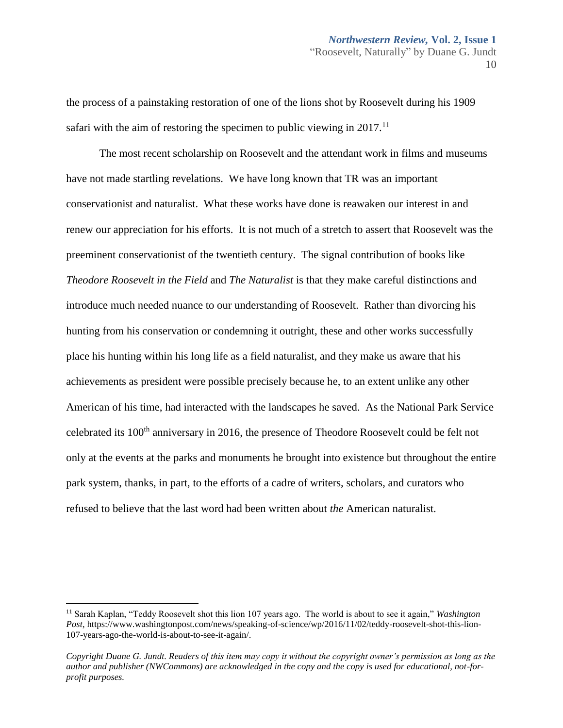the process of a painstaking restoration of one of the lions shot by Roosevelt during his 1909 safari with the aim of restoring the specimen to public viewing in 2017.[11]

The most recent scholarship on Roosevelt and the attendant work in films and museums have not made startling revelations. We have long known that TR was an important conservationist and naturalist. What these works have done is reawaken our interest in and renew our appreciation for his efforts. It is not much of a stretch to assert that Roosevelt was the preeminent conservationist of the twentieth century. The signal contribution of books like *Theodore Roosevelt in the Field* and *The Naturalist* is that they make careful distinctions and introduce much needed nuance to our understanding of Roosevelt. Rather than divorcing his hunting from his conservation or condemning it outright, these and other works successfully place his hunting within his long life as a field naturalist, and they make us aware that his achievements as president were possible precisely because he, to an extent unlike any other American of his time, had interacted with the landscapes he saved. As the National Park Service celebrated its 100th anniversary in 2016, the presence of Theodore Roosevelt could be felt not only at the events at the parks and monuments he brought into existence but throughout the entire park system, thanks, in part, to the efforts of a cadre of writers, scholars, and curators who refused to believe that the last word had been written about *the* American naturalist.

---

[11] Sarah Kaplan, "Teddy Roosevelt shot this lion 107 years ago. The world is about to see it again," *Washington Post*, https://www.washingtonpost.com/news/speaking-of-science/wp/2016/11/02/teddy-roosevelt-shot-this-lion-107-years-ago-the-world-is-about-to-see-it-again/.

*Copyright Duane G. Jundt. Readers of this item may copy it without the copyright owner's permission as long as the author and publisher (NWCommons) are acknowledged in the copy and the copy is used for educational, not-for-profit purposes.*